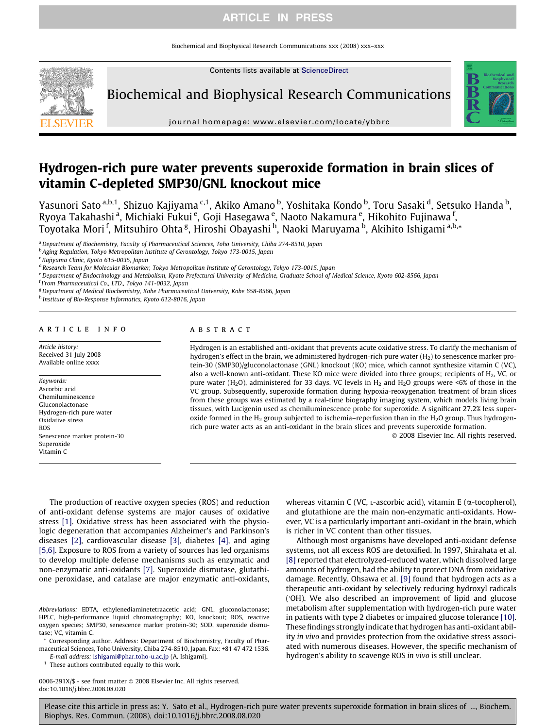# Hydrogen-rich pure water prevents superoxide formation in brain slices of vitamin C-depleted SMP30/GNL knockout mice

Yasunori Sato [a,b,1], Shizuo Kajiyama [c,1], Akiko Amano [b], Yoshitaka Kondo [b], Toru Sasaki [d], Setsuko Handa [b], Ryoya Takahashi [a], Michiaki Fukui [e], Goji Hasegawa [e], Naoto Nakamura [e], Hikohito Fujinawa [f], Toyotaka Mori [f], Mitsuhiro Ohta [g], Hiroshi Obayashi [h], Naoki Maruyama [b], Akihito Ishigami [a,b,*]

[a] Department of Biochemistry, Faculty of Pharmaceutical Sciences, Toho University, Chiba 274-8510, Japan
[b] Aging Regulation, Tokyo Metropolitan Institute of Gerontology, Tokyo 173-0015, Japan
[c] Kajiyama Clinic, Kyoto 615-0035, Japan
[d] Research Team for Molecular Biomarker, Tokyo Metropolitan Institute of Gerontology, Tokyo 173-0015, Japan
[e] Department of Endocrinology and Metabolism, Kyoto Prefectural University of Medicine, Graduate School of Medical Science, Kyoto 602-8566, Japan
[f] I'rom Pharmaceutical Co., LTD., Tokyo 141-0032, Japan
[g] Department of Medical Biochemistry, Kobe Pharmaceutical University, Kobe 658-8566, Japan
[h] Institute of Bio-Response Informatics, Kyoto 612-8016, Japan

## Article info

*Article history:*
Received 31 July 2008
Available online xxxx

*Keywords:*
Ascorbic acid
Chemiluminescence
Gluconolactonase
Hydrogen-rich pure water
Oxidative stress
ROS
Senescence marker protein-30
Superoxide
Vitamin C

## Abstract

Hydrogen is an established anti-oxidant that prevents acute oxidative stress. To clarify the mechanism of hydrogen's effect in the brain, we administered hydrogen-rich pure water ($H_2$) to senescence marker protein-30 (SMP30)/gluconolactonase (GNL) knockout (KO) mice, which cannot synthesize vitamin C (VC), also a well-known anti-oxidant. These KO mice were divided into three groups; recipients of $H_2$, VC, or pure water ($H_2O$), administered for 33 days. VC levels in $H_2$ and $H_2O$ groups were <6% of those in the VC group. Subsequently, superoxide formation during hypoxia-reoxygenation treatment of brain slices from these groups was estimated by a real-time biography imaging system, which models living brain tissues, with Lucigenin used as chemiluminescence probe for superoxide. A significant 27.2% less superoxide formed in the $H_2$ group subjected to ischemia–reperfusion than in the $H_2O$ group. Thus hydrogen-rich pure water acts as an anti-oxidant in the brain slices and prevents superoxide formation.

© 2008 Elsevier Inc. All rights reserved.

The production of reactive oxygen species (ROS) and reduction of anti-oxidant defense systems are major causes of oxidative stress [1]. Oxidative stress has been associated with the physiologic degeneration that accompanies Alzheimer's and Parkinson's diseases [2], cardiovascular disease [3], diabetes [4], and aging [5,6]. Exposure to ROS from a variety of sources has led organisms to develop multiple defense mechanisms such as enzymatic and non-enzymatic anti-oxidants [7]. Superoxide dismutase, glutathione peroxidase, and catalase are major enzymatic anti-oxidants, whereas vitamin C (VC, L-ascorbic acid), vitamin E (α-tocopherol), and glutathione are the main non-enzymatic anti-oxidants. However, VC is a particularly important anti-oxidant in the brain, which is richer in VC content than other tissues.

Although most organisms have developed anti-oxidant defense systems, not all excess ROS are detoxified. In 1997, Shirahata et al. [8] reported that electrolyzed-reduced water, which dissolved large amounts of hydrogen, had the ability to protect DNA from oxidative damage. Recently, Ohsawa et al. [9] found that hydrogen acts as a therapeutic anti-oxidant by selectively reducing hydroxyl radicals (·OH). We also described an improvement of lipid and glucose metabolism after supplementation with hydrogen-rich pure water in patients with type 2 diabetes or impaired glucose tolerance [10]. These findings strongly indicate that hydrogen has anti-oxidant ability *in vivo* and provides protection from the oxidative stress associated with numerous diseases. However, the specific mechanism of hydrogen's ability to scavenge ROS *in vivo* is still unclear.

*Abbreviations:* EDTA, ethylenediaminetetraacetic acid; GNL, gluconolactonase; HPLC, high-performance liquid chromatography; KO, knockout; ROS, reactive oxygen species; SMP30, senescence marker protein-30; SOD, superoxide dismutase; VC, vitamin C.

\* Corresponding author. Address: Department of Biochemistry, Faculty of Pharmaceutical Sciences, Toho University, Chiba 274-8510, Japan. Fax: +81 47 472 1536. *E-mail address:* ishigami@phar.toho-u.ac.jp (A. Ishigami).

[1] These authors contributed equally to this work.

0006-291X/$ - see front matter © 2008 Elsevier Inc. All rights reserved.
doi:10.1016/j.bbrc.2008.08.020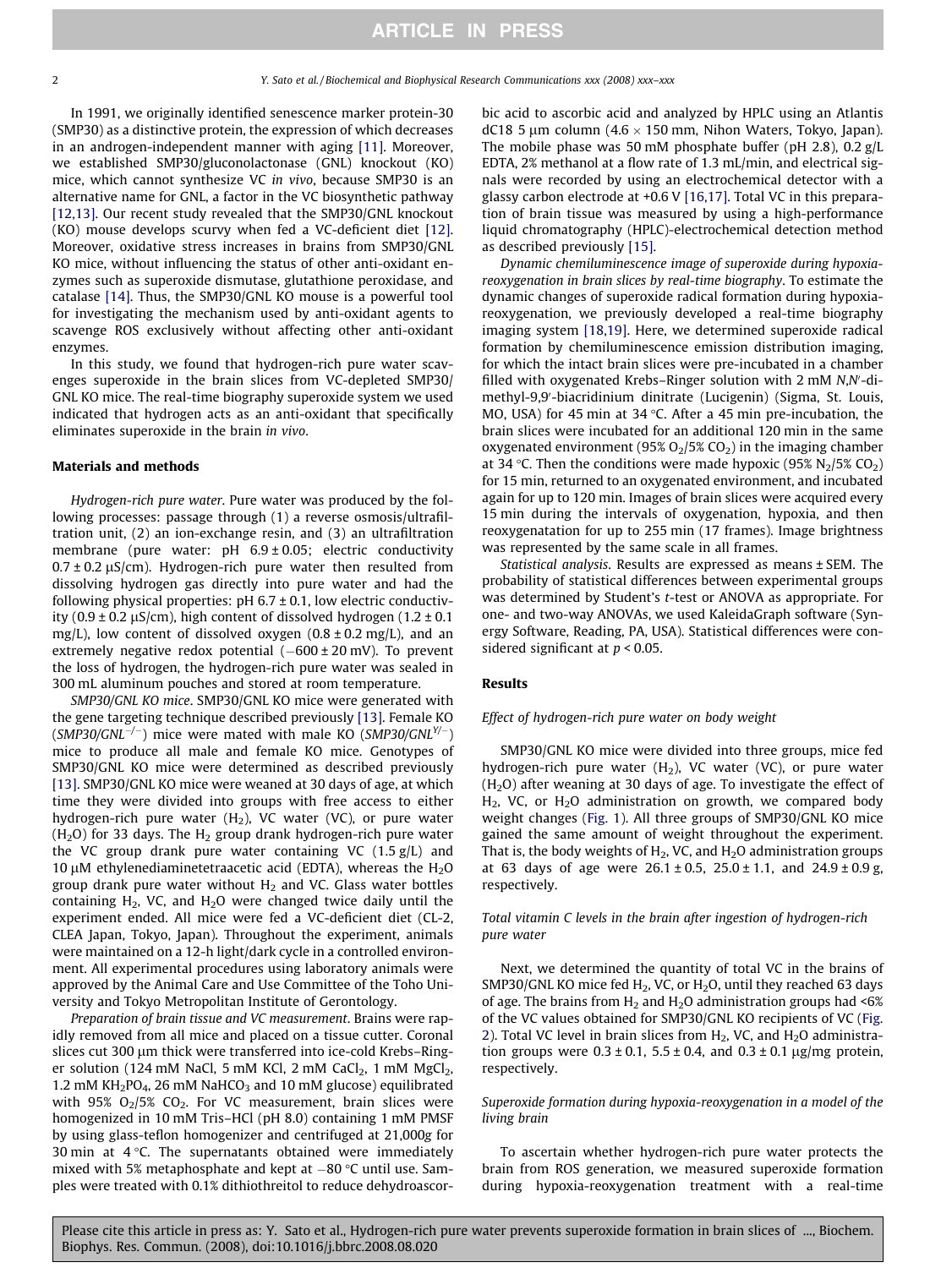In 1991, we originally identified senescence marker protein-30 (SMP30) as a distinctive protein, the expression of which decreases in an androgen-independent manner with aging [11]. Moreover, we established SMP30/gluconolactonase (GNL) knockout (KO) mice, which cannot synthesize VC *in vivo*, because SMP30 is an alternative name for GNL, a factor in the VC biosynthetic pathway [12,13]. Our recent study revealed that the SMP30/GNL knockout (KO) mouse develops scurvy when fed a VC-deficient diet [12]. Moreover, oxidative stress increases in brains from SMP30/GNL KO mice, without influencing the status of other anti-oxidant enzymes such as superoxide dismutase, glutathione peroxidase, and catalase [14]. Thus, the SMP30/GNL KO mouse is a powerful tool for investigating the mechanism used by anti-oxidant agents to scavenge ROS exclusively without affecting other anti-oxidant enzymes.

In this study, we found that hydrogen-rich pure water scavenges superoxide in the brain slices from VC-depleted SMP30/GNL KO mice. The real-time biography superoxide system we used indicated that hydrogen acts as an anti-oxidant that specifically eliminates superoxide in the brain *in vivo*.

## Materials and methods

*Hydrogen-rich pure water.* Pure water was produced by the following processes: passage through (1) a reverse osmosis/ultrafiltration unit, (2) an ion-exchange resin, and (3) an ultrafiltration membrane (pure water: pH 6.9 ± 0.05; electric conductivity 0.7 ± 0.2 μS/cm). Hydrogen-rich pure water then resulted from dissolving hydrogen gas directly into pure water and had the following physical properties: pH 6.7 ± 0.1, low electric conductivity (0.9 ± 0.2 μS/cm), high content of dissolved hydrogen (1.2 ± 0.1 mg/L), low content of dissolved oxygen (0.8 ± 0.2 mg/L), and an extremely negative redox potential (−600 ± 20 mV). To prevent the loss of hydrogen, the hydrogen-rich pure water was sealed in 300 mL aluminum pouches and stored at room temperature.

*SMP30/GNL KO mice.* SMP30/GNL KO mice were generated with the gene targeting technique described previously [13]. Female KO (*SMP30/GNL*$^{-/-}$) mice were mated with male KO (*SMP30/GNL*$^{Y/-}$) mice to produce all male and female KO mice. Genotypes of SMP30/GNL KO mice were determined as described previously [13]. SMP30/GNL KO mice were weaned at 30 days of age, at which time they were divided into groups with free access to either hydrogen-rich pure water ($H_2$), VC water (VC), or pure water ($H_2O$) for 33 days. The $H_2$ group drank hydrogen-rich pure water the VC group drank pure water containing VC (1.5 g/L) and 10 μM ethylenediaminetetraacetic acid (EDTA), whereas the $H_2O$ group drank pure water without $H_2$ and VC. Glass water bottles containing $H_2$, VC, and $H_2O$ were changed twice daily until the experiment ended. All mice were fed a VC-deficient diet (CL-2, CLEA Japan, Tokyo, Japan). Throughout the experiment, animals were maintained on a 12-h light/dark cycle in a controlled environment. All experimental procedures using laboratory animals were approved by the Animal Care and Use Committee of the Toho University and Tokyo Metropolitan Institute of Gerontology.

*Preparation of brain tissue and VC measurement.* Brains were rapidly removed from all mice and placed on a tissue cutter. Coronal slices cut 300 μm thick were transferred into ice-cold Krebs–Ringer solution (124 mM NaCl, 5 mM KCl, 2 mM $CaCl_2$, 1 mM $MgCl_2$, 1.2 mM $KH_2PO_4$, 26 mM $NaHCO_3$ and 10 mM glucose) equilibrated with 95% $O_2$/5% $CO_2$. For VC measurement, brain slices were homogenized in 10 mM Tris–HCl (pH 8.0) containing 1 mM PMSF by using glass-teflon homogenizer and centrifuged at 21,000*g* for 30 min at 4 °C. The supernatants obtained were immediately mixed with 5% metaphosphate and kept at −80 °C until use. Samples were treated with 0.1% dithiothreitol to reduce dehydroascorbic acid to ascorbic acid and analyzed by HPLC using an Atlantis dC18 5 μm column (4.6 × 150 mm, Nihon Waters, Tokyo, Japan). The mobile phase was 50 mM phosphate buffer (pH 2.8), 0.2 g/L EDTA, 2% methanol at a flow rate of 1.3 mL/min, and electrical signals were recorded by using an electrochemical detector with a glassy carbon electrode at +0.6 V [16,17]. Total VC in this preparation of brain tissue was measured by using a high-performance liquid chromatography (HPLC)-electrochemical detection method as described previously [15].

*Dynamic chemiluminescence image of superoxide during hypoxia-reoxygenation in brain slices by real-time biography.* To estimate the dynamic changes of superoxide radical formation during hypoxia-reoxygenation, we previously developed a real-time biography imaging system [18,19]. Here, we determined superoxide radical formation by chemiluminescence emission distribution imaging, for which the intact brain slices were pre-incubated in a chamber filled with oxygenated Krebs–Ringer solution with 2 mM *N*,*N*′-dimethyl-9,9′-biacridinium dinitrate (Lucigenin) (Sigma, St. Louis, MO, USA) for 45 min at 34 °C. After a 45 min pre-incubation, the brain slices were incubated for an additional 120 min in the same oxygenated environment (95% $O_2$/5% $CO_2$) in the imaging chamber at 34 °C. Then the conditions were made hypoxic (95% $N_2$/5% $CO_2$) for 15 min, returned to an oxygenated environment, and incubated again for up to 120 min. Images of brain slices were acquired every 15 min during the intervals of oxygenation, hypoxia, and then reoxygenatation for up to 255 min (17 frames). Image brightness was represented by the same scale in all frames.

*Statistical analysis.* Results are expressed as means ± SEM. The probability of statistical differences between experimental groups was determined by Student's *t*-test or ANOVA as appropriate. For one- and two-way ANOVAs, we used KaleidaGraph software (Synergy Software, Reading, PA, USA). Statistical differences were considered significant at $p < 0.05$.

## Results

### Effect of hydrogen-rich pure water on body weight

SMP30/GNL KO mice were divided into three groups, mice fed hydrogen-rich pure water ($H_2$), VC water (VC), or pure water ($H_2O$) after weaning at 30 days of age. To investigate the effect of $H_2$, VC, or $H_2O$ administration on growth, we compared body weight changes (Fig. 1). All three groups of SMP30/GNL KO mice gained the same amount of weight throughout the experiment. That is, the body weights of $H_2$, VC, and $H_2O$ administration groups at 63 days of age were 26.1 ± 0.5, 25.0 ± 1.1, and 24.9 ± 0.9 g, respectively.

### Total vitamin C levels in the brain after ingestion of hydrogen-rich pure water

Next, we determined the quantity of total VC in the brains of SMP30/GNL KO mice fed $H_2$, VC, or $H_2O$, until they reached 63 days of age. The brains from $H_2$ and $H_2O$ administration groups had <6% of the VC values obtained for SMP30/GNL KO recipients of VC (Fig. 2). Total VC level in brain slices from $H_2$, VC, and $H_2O$ administration groups were 0.3 ± 0.1, 5.5 ± 0.4, and 0.3 ± 0.1 μg/mg protein, respectively.

### Superoxide formation during hypoxia-reoxygenation in a model of the living brain

To ascertain whether hydrogen-rich pure water protects the brain from ROS generation, we measured superoxide formation during hypoxia-reoxygenation treatment with a real-time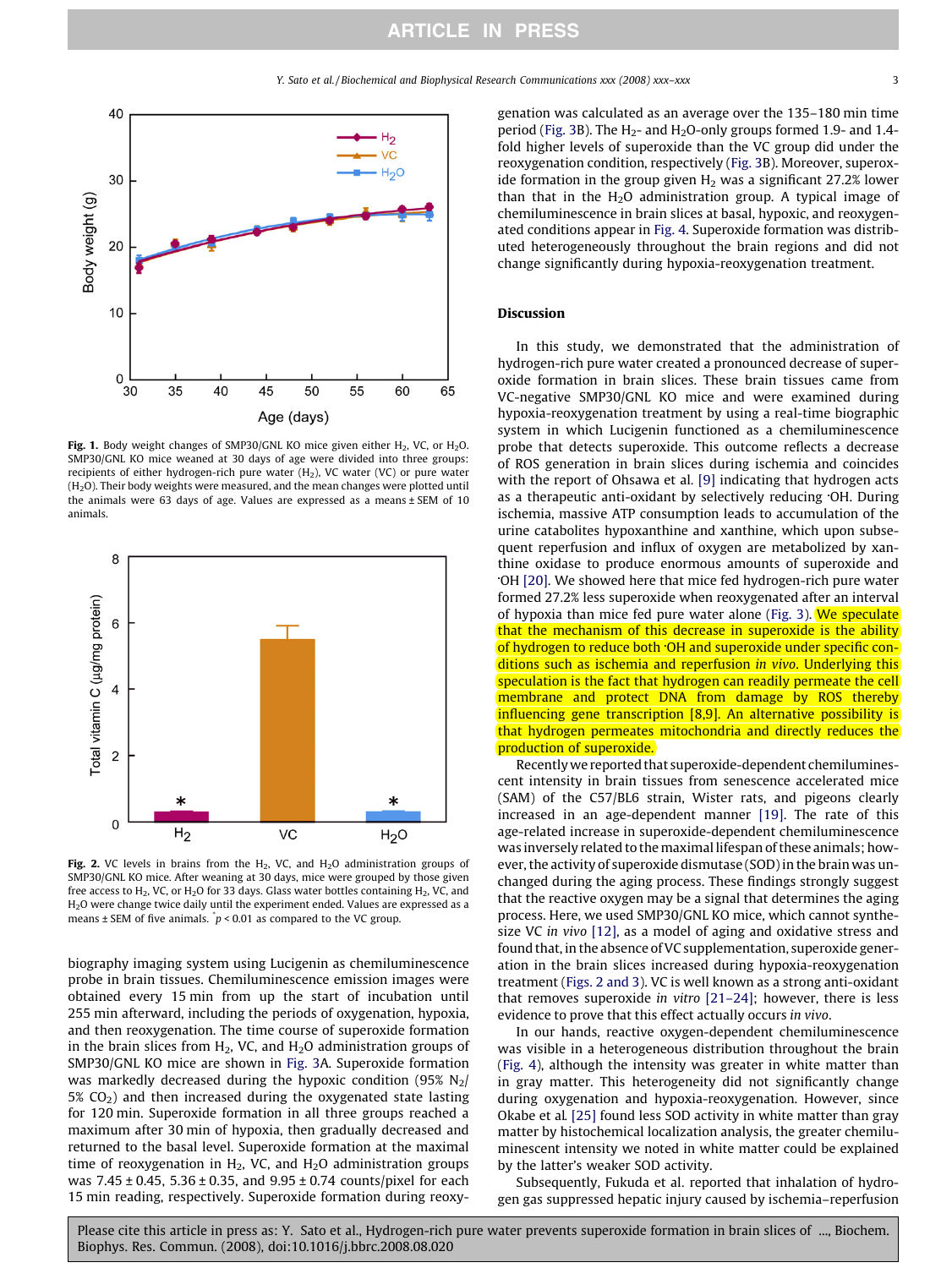Fig. 1. Body weight changes of SMP30/GNL KO mice given either $H_2$, VC, or $H_2O$. SMP30/GNL KO mice weaned at 30 days of age were divided into three groups: recipients of either hydrogen-rich pure water ($H_2$), VC water (VC) or pure water ($H_2O$). Their body weights were measured, and the mean changes were plotted until the animals were 63 days of age. Values are expressed as a means ± SEM of 10 animals.

Fig. 2. VC levels in brains from the $H_2$, VC, and $H_2O$ administration groups of SMP30/GNL KO mice. After weaning at 30 days, mice were grouped by those given free access to $H_2$, VC, or $H_2O$ for 33 days. Glass water bottles containing $H_2$, VC, and $H_2O$ were change twice daily until the experiment ended. Values are expressed as a means ± SEM of five animals. * $p < 0.01$ as compared to the VC group.

biography imaging system using Lucigenin as chemiluminescence probe in brain tissues. Chemiluminescence emission images were obtained every 15 min from up the start of incubation until 255 min afterward, including the periods of oxygenation, hypoxia, and then reoxygenation. The time course of superoxide formation in the brain slices from $H_2$, VC, and $H_2O$ administration groups of SMP30/GNL KO mice are shown in Fig. 3A. Superoxide formation was markedly decreased during the hypoxic condition (95% $N_2$/5% $CO_2$) and then increased during the oxygenated state lasting for 120 min. Superoxide formation in all three groups reached a maximum after 30 min of hypoxia, then gradually decreased and returned to the basal level. Superoxide formation at the maximal time of reoxygenation in $H_2$, VC, and $H_2O$ administration groups was 7.45 ± 0.45, 5.36 ± 0.35, and 9.95 ± 0.74 counts/pixel for each 15 min reading, respectively. Superoxide formation during reoxygenation was calculated as an average over the 135–180 min time period (Fig. 3B). The $H_2$- and $H_2O$-only groups formed 1.9- and 1.4-fold higher levels of superoxide than the VC group did under the reoxygenation condition, respectively (Fig. 3B). Moreover, superoxide formation in the group given $H_2$ was a significant 27.2% lower than that in the $H_2O$ administration group. A typical image of chemiluminescence in brain slices at basal, hypoxic, and reoxygenated conditions appear in Fig. 4. Superoxide formation was distributed heterogeneously throughout the brain regions and did not change significantly during hypoxia-reoxygenation treatment.

## Discussion

In this study, we demonstrated that the administration of hydrogen-rich pure water created a pronounced decrease of superoxide formation in brain slices. These brain tissues came from VC-negative SMP30/GNL KO mice and were examined during hypoxia-reoxygenation treatment by using a real-time biographic system in which Lucigenin functioned as a chemiluminescence probe that detects superoxide. This outcome reflects a decrease of ROS generation in brain slices during ischemia and coincides with the report of Ohsawa et al. [9] indicating that hydrogen acts as a therapeutic anti-oxidant by selectively reducing ·OH. During ischemia, massive ATP consumption leads to accumulation of the urine catabolites hypoxanthine and xanthine, which upon subsequent reperfusion and influx of oxygen are metabolized by xanthine oxidase to produce enormous amounts of superoxide and ·OH [20]. We showed here that mice fed hydrogen-rich pure water formed 27.2% less superoxide when reoxygenated after an interval of hypoxia than mice fed pure water alone (Fig. 3). We speculate that the mechanism of this decrease in superoxide is the ability of hydrogen to reduce both ·OH and superoxide under specific conditions such as ischemia and reperfusion *in vivo*. Underlying this speculation is the fact that hydrogen can readily permeate the cell membrane and protect DNA from damage by ROS thereby influencing gene transcription [8,9]. An alternative possibility is that hydrogen permeates mitochondria and directly reduces the production of superoxide.

Recently we reported that superoxide-dependent chemiluminescent intensity in brain tissues from senescence accelerated mice (SAM) of the C57/BL6 strain, Wister rats, and pigeons clearly increased in an age-dependent manner [19]. The rate of this age-related increase in superoxide-dependent chemiluminescence was inversely related to the maximal lifespan of these animals; however, the activity of superoxide dismutase (SOD) in the brain was unchanged during the aging process. These findings strongly suggest that the reactive oxygen may be a signal that determines the aging process. Here, we used SMP30/GNL KO mice, which cannot synthesize VC *in vivo* [12], as a model of aging and oxidative stress and found that, in the absence of VC supplementation, superoxide generation in the brain slices increased during hypoxia-reoxygenation treatment (Figs. 2 and 3). VC is well known as a strong anti-oxidant that removes superoxide *in vitro* [21–24]; however, there is less evidence to prove that this effect actually occurs *in vivo*.

In our hands, reactive oxygen-dependent chemiluminescence was visible in a heterogeneous distribution throughout the brain (Fig. 4), although the intensity was greater in white matter than in gray matter. This heterogeneity did not significantly change during oxygenation and hypoxia-reoxygenation. However, since Okabe et al. [25] found less SOD activity in white matter than gray matter by histochemical localization analysis, the greater chemiluminescent intensity we noted in white matter could be explained by the latter's weaker SOD activity.

Subsequently, Fukuda et al. reported that inhalation of hydrogen gas suppressed hepatic injury caused by ischemia–reperfusion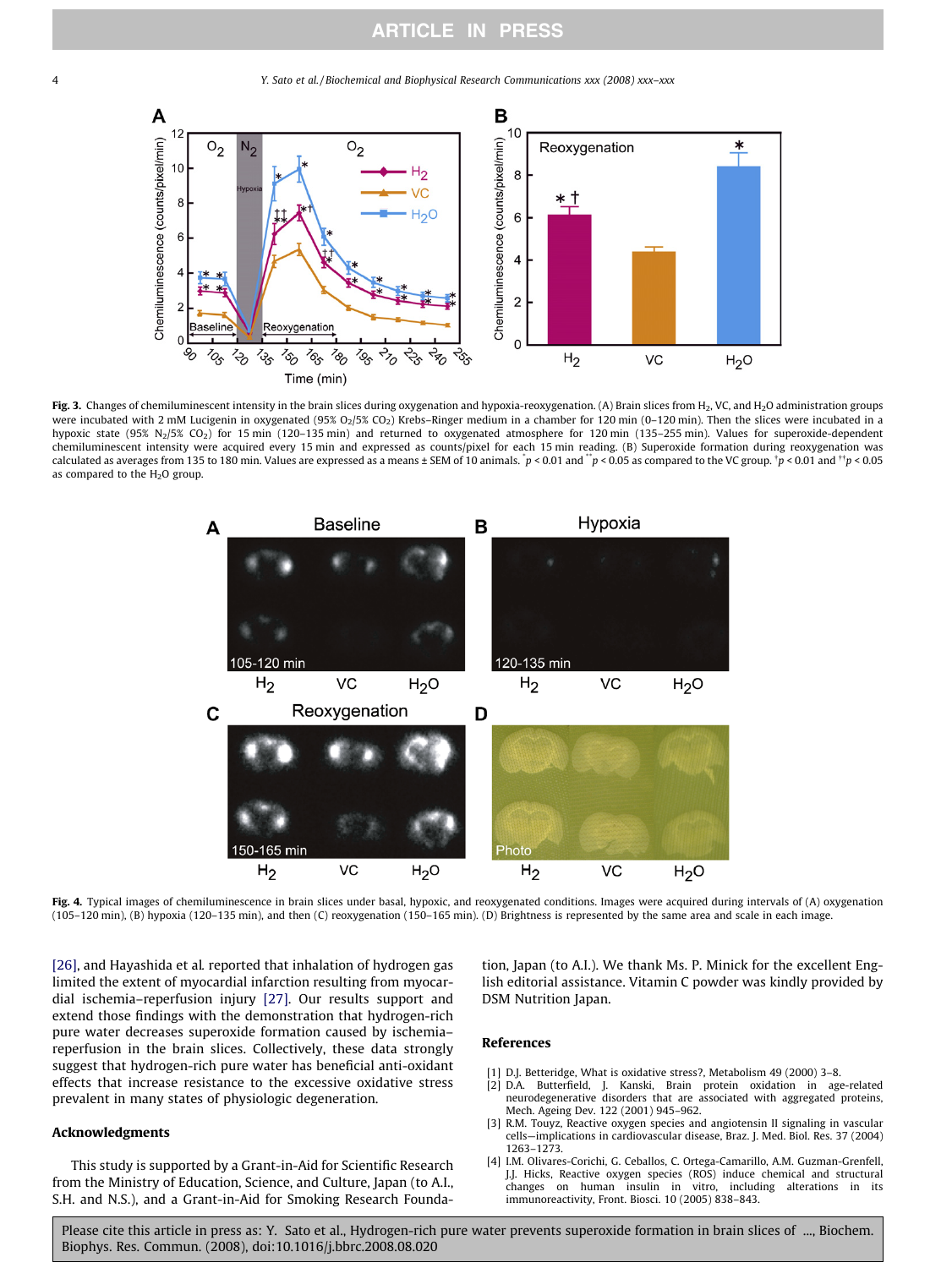**Fig. 3.** Changes of chemiluminescent intensity in the brain slices during oxygenation and hypoxia-reoxygenation. (A) Brain slices from $H_2$, VC, and $H_2O$ administration groups were incubated with 2 mM Lucigenin in oxygenated (95% $O_2$/5% $CO_2$) Krebs–Ringer medium in a chamber for 120 min (0–120 min). Then the slices were incubated in a hypoxic state (95% $N_2$/5% $CO_2$) for 15 min (120–135 min) and returned to oxygenated atmosphere for 120 min (135–255 min). Values for superoxide-dependent chemiluminescent intensity were acquired every 15 min and expressed as counts/pixel for each 15 min reading. (B) Superoxide formation during reoxygenation was calculated as averages from 135 to 180 min. Values are expressed as a means ± SEM of 10 animals. $^{*}p < 0.01$ and $^{**}p < 0.05$ as compared to the VC group. $^{\dagger}p < 0.01$ and $^{\dagger\dagger}p < 0.05$ as compared to the $H_2O$ group.

**Fig. 4.** Typical images of chemiluminescence in brain slices under basal, hypoxic, and reoxygenated conditions. Images were acquired during intervals of (A) oxygenation (105–120 min), (B) hypoxia (120–135 min), and then (C) reoxygenation (150–165 min). (D) Brightness is represented by the same area and scale in each image.

[26], and Hayashida et al. reported that inhalation of hydrogen gas limited the extent of myocardial infarction resulting from myocardial ischemia–reperfusion injury [27]. Our results support and extend those findings with the demonstration that hydrogen-rich pure water decreases superoxide formation caused by ischemia–reperfusion in the brain slices. Collectively, these data strongly suggest that hydrogen-rich pure water has beneficial anti-oxidant effects that increase resistance to the excessive oxidative stress prevalent in many states of physiologic degeneration.

## Acknowledgments

This study is supported by a Grant-in-Aid for Scientific Research from the Ministry of Education, Science, and Culture, Japan (to A.I., S.H. and N.S.), and a Grant-in-Aid for Smoking Research Foundation, Japan (to A.I.). We thank Ms. P. Minick for the excellent English editorial assistance. Vitamin C powder was kindly provided by DSM Nutrition Japan.

## References

[1] D.J. Betteridge, What is oxidative stress?, Metabolism 49 (2000) 3–8.

[2] D.A. Butterfield, J. Kanski, Brain protein oxidation in age-related neurodegenerative disorders that are associated with aggregated proteins, Mech. Ageing Dev. 122 (2001) 945–962.

[3] R.M. Touyz, Reactive oxygen species and angiotensin II signaling in vascular cells—implications in cardiovascular disease, Braz. J. Med. Biol. Res. 37 (2004) 1263–1273.

[4] I.M. Olivares-Corichi, G. Ceballos, C. Ortega-Camarillo, A.M. Guzman-Grenfell, J.J. Hicks, Reactive oxygen species (ROS) induce chemical and structural changes on human insulin in vitro, including alterations in its immunoreactivity, Front. Biosci. 10 (2005) 838–843.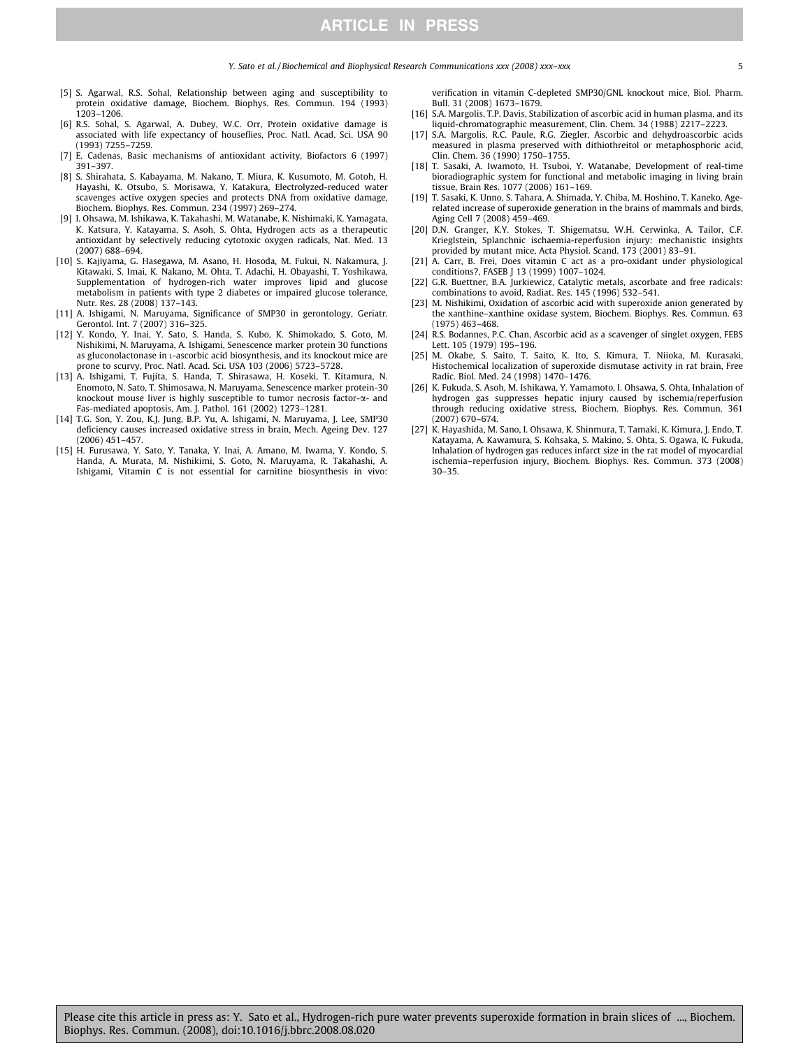[5] S. Agarwal, R.S. Sohal, Relationship between aging and susceptibility to protein oxidative damage, Biochem. Biophys. Res. Commun. 194 (1993) 1203–1206.

[6] R.S. Sohal, S. Agarwal, A. Dubey, W.C. Orr, Protein oxidative damage is associated with life expectancy of houseflies, Proc. Natl. Acad. Sci. USA 90 (1993) 7255–7259.

[7] E. Cadenas, Basic mechanisms of antioxidant activity, Biofactors 6 (1997) 391–397.

[8] S. Shirahata, S. Kabayama, M. Nakano, T. Miura, K. Kusumoto, M. Gotoh, H. Hayashi, K. Otsubo, S. Morisawa, Y. Katakura, Electrolyzed-reduced water scavenges active oxygen species and protects DNA from oxidative damage, Biochem. Biophys. Res. Commun. 234 (1997) 269–274.

[9] I. Ohsawa, M. Ishikawa, K. Takahashi, M. Watanabe, K. Nishimaki, K. Yamagata, K. Katsura, Y. Katayama, S. Asoh, S. Ohta, Hydrogen acts as a therapeutic antioxidant by selectively reducing cytotoxic oxygen radicals, Nat. Med. 13 (2007) 688–694.

[10] S. Kajiyama, G. Hasegawa, M. Asano, H. Hosoda, M. Fukui, N. Nakamura, J. Kitawaki, S. Imai, K. Nakano, M. Ohta, T. Adachi, H. Obayashi, T. Yoshikawa, Supplementation of hydrogen-rich water improves lipid and glucose metabolism in patients with type 2 diabetes or impaired glucose tolerance, Nutr. Res. 28 (2008) 137–143.

[11] A. Ishigami, N. Maruyama, Significance of SMP30 in gerontology, Geriatr. Gerontol. Int. 7 (2007) 316–325.

[12] Y. Kondo, Y. Inai, Y. Sato, S. Handa, S. Kubo, K. Shimokado, S. Goto, M. Nishikimi, N. Maruyama, A. Ishigami, Senescence marker protein 30 functions as gluconolactonase in L-ascorbic acid biosynthesis, and its knockout mice are prone to scurvy, Proc. Natl. Acad. Sci. USA 103 (2006) 5723–5728.

[13] A. Ishigami, T. Fujita, S. Handa, T. Shirasawa, H. Koseki, T. Kitamura, N. Enomoto, N. Sato, T. Shimosawa, N. Maruyama, Senescence marker protein-30 knockout mouse liver is highly susceptible to tumor necrosis factor-α- and Fas-mediated apoptosis, Am. J. Pathol. 161 (2002) 1273–1281.

[14] T.G. Son, Y. Zou, K.J. Jung, B.P. Yu, A. Ishigami, N. Maruyama, J. Lee, SMP30 deficiency causes increased oxidative stress in brain, Mech. Ageing Dev. 127 (2006) 451–457.

[15] H. Furusawa, Y. Sato, Y. Tanaka, Y. Inai, A. Amano, M. Iwama, Y. Kondo, S. Handa, A. Murata, M. Nishikimi, S. Goto, N. Maruyama, R. Takahashi, A. Ishigami, Vitamin C is not essential for carnitine biosynthesis in vivo: verification in vitamin C-depleted SMP30/GNL knockout mice, Biol. Pharm. Bull. 31 (2008) 1673–1679.

[16] S.A. Margolis, T.P. Davis, Stabilization of ascorbic acid in human plasma, and its liquid-chromatographic measurement, Clin. Chem. 34 (1988) 2217–2223.

[17] S.A. Margolis, R.C. Paule, R.G. Ziegler, Ascorbic and dehydroascorbic acids measured in plasma preserved with dithiothreitol or metaphosphoric acid, Clin. Chem. 36 (1990) 1750–1755.

[18] T. Sasaki, A. Iwamoto, H. Tsuboi, Y. Watanabe, Development of real-time bioradiographic system for functional and metabolic imaging in living brain tissue, Brain Res. 1077 (2006) 161–169.

[19] T. Sasaki, K. Unno, S. Tahara, A. Shimada, Y. Chiba, M. Hoshino, T. Kaneko, Age-related increase of superoxide generation in the brains of mammals and birds, Aging Cell 7 (2008) 459–469.

[20] D.N. Granger, K.Y. Stokes, T. Shigematsu, W.H. Cerwinka, A. Tailor, C.F. Krieglstein, Splanchnic ischaemia-reperfusion injury: mechanistic insights provided by mutant mice, Acta Physiol. Scand. 173 (2001) 83–91.

[21] A. Carr, B. Frei, Does vitamin C act as a pro-oxidant under physiological conditions?, FASEB J 13 (1999) 1007–1024.

[22] G.R. Buettner, B.A. Jurkiewicz, Catalytic metals, ascorbate and free radicals: combinations to avoid, Radiat. Res. 145 (1996) 532–541.

[23] M. Nishikimi, Oxidation of ascorbic acid with superoxide anion generated by the xanthine–xanthine oxidase system, Biochem. Biophys. Res. Commun. 63 (1975) 463–468.

[24] R.S. Bodannes, P.C. Chan, Ascorbic acid as a scavenger of singlet oxygen, FEBS Lett. 105 (1979) 195–196.

[25] M. Okabe, S. Saito, T. Saito, K. Ito, S. Kimura, T. Niioka, M. Kurasaki, Histochemical localization of superoxide dismutase activity in rat brain, Free Radic. Biol. Med. 24 (1998) 1470–1476.

[26] K. Fukuda, S. Asoh, M. Ishikawa, Y. Yamamoto, I. Ohsawa, S. Ohta, Inhalation of hydrogen gas suppresses hepatic injury caused by ischemia/reperfusion through reducing oxidative stress, Biochem. Biophys. Res. Commun. 361 (2007) 670–674.

[27] K. Hayashida, M. Sano, I. Ohsawa, K. Shinmura, T. Tamaki, K. Kimura, J. Endo, T. Katayama, A. Kawamura, S. Kohsaka, S. Makino, S. Ohta, S. Ogawa, K. Fukuda, Inhalation of hydrogen gas reduces infarct size in the rat model of myocardial ischemia–reperfusion injury, Biochem. Biophys. Res. Commun. 373 (2008) 30–35.